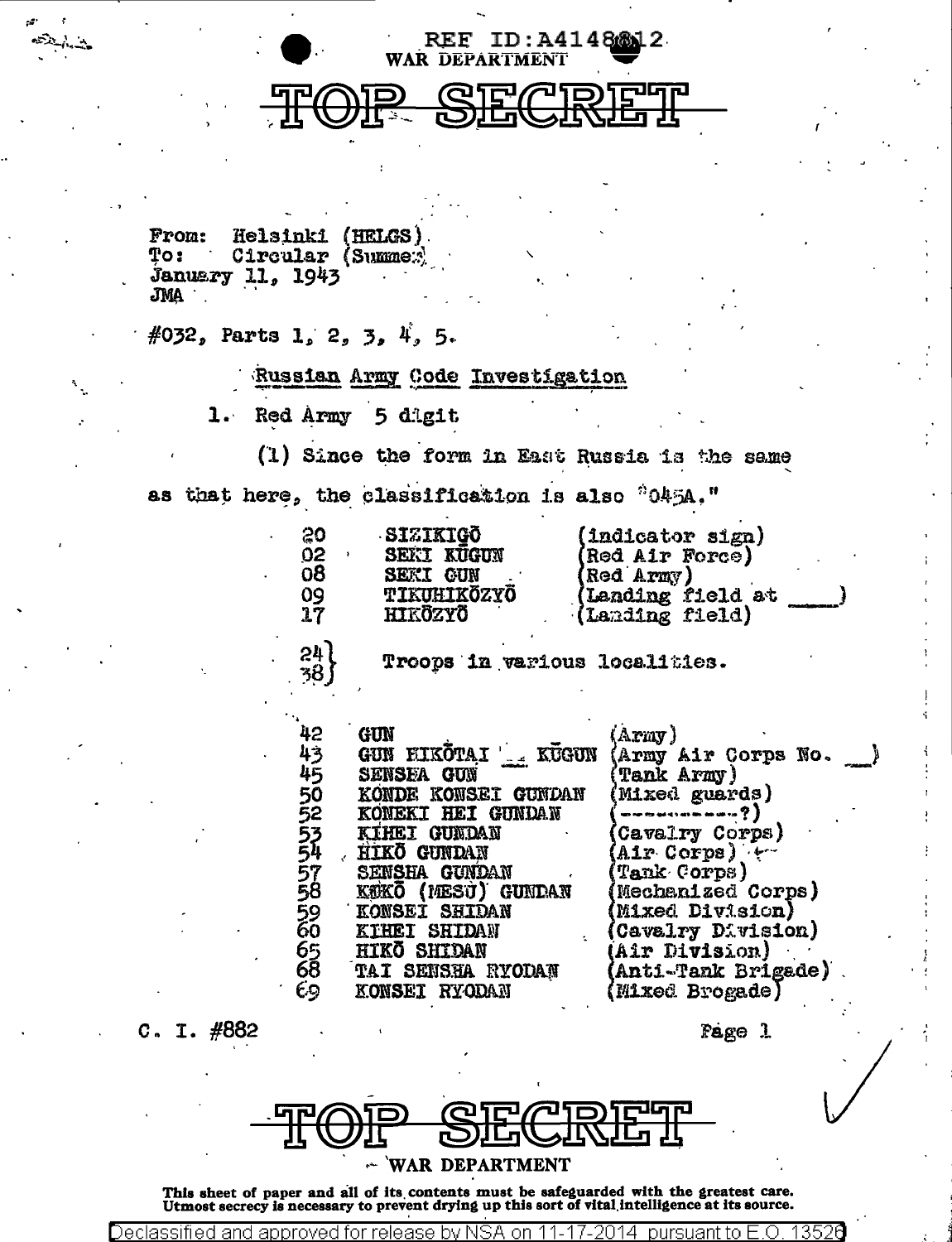REF ID:A4148812

WAR DEPARTMENT

# TOP SECRET

From: Helsinki (HELGS)
To: Circular (Summer)
January 11, 1943
JMA

#032, Parts 1, 2, 3, 4, 5.

## Russian Army Code Investigation

1. Red Army 5 digit

(1) Since the form in East Russia is the same as that here, the classification is also "045A."

| | | |
|---|---|---|
| 20 | SIZIKIGŌ | (indicator sign) |
| 02 | SEKI KŪGUN | (Red Air Force) |
| 08 | SEKI GUN | (Red Army) |
| 09 | TIKUHIKŌZYŌ | (Landing field at ____) |
| 17 | HIKŌZYŌ | (Landing field) |
| 24 / 38 | Troops in various localities. | |
| 42 | GUN | (Army) |
| 43 | GUN HIKŌTAI __ KŪGUN | (Army Air Corps No. __) |
| 45 | SENSHA GUN | (Tank Army) |
| 50 | KONDE KONSEI GUNDAN | (Mixed guards) |
| 52 | KONEKI HEI GUNDAN | (----------?) |
| 53 | KIHEI GUNDAN | (Cavalry Corps) |
| 54 | HIKŌ GUNDAN | (Air Corps) |
| 57 | SENSHA GUNDAN | (Tank Corps) |
| 58 | KIKŌ (MESU) GUNDAN | (Mechanized Corps) |
| 59 | KONSEI SHIDAN | (Mixed Division) |
| 60 | KIHEI SHIDAN | (Cavalry Division) |
| 65 | HIKŌ SHIDAN | (Air Division) |
| 68 | TAI SENSHA RYODAN | (Anti-Tank Brigade) |
| 69 | KONSEI RYODAN | (Mixed Brogade) |

C. I. #882

# TOP SECRET

WAR DEPARTMENT

This sheet of paper and all of its contents must be safeguarded with the greatest care. Utmost secrecy is necessary to prevent drying up this sort of vital intelligence at its source.

Declassified and approved for release by NSA on 11-17-2014 pursuant to E.O. 13526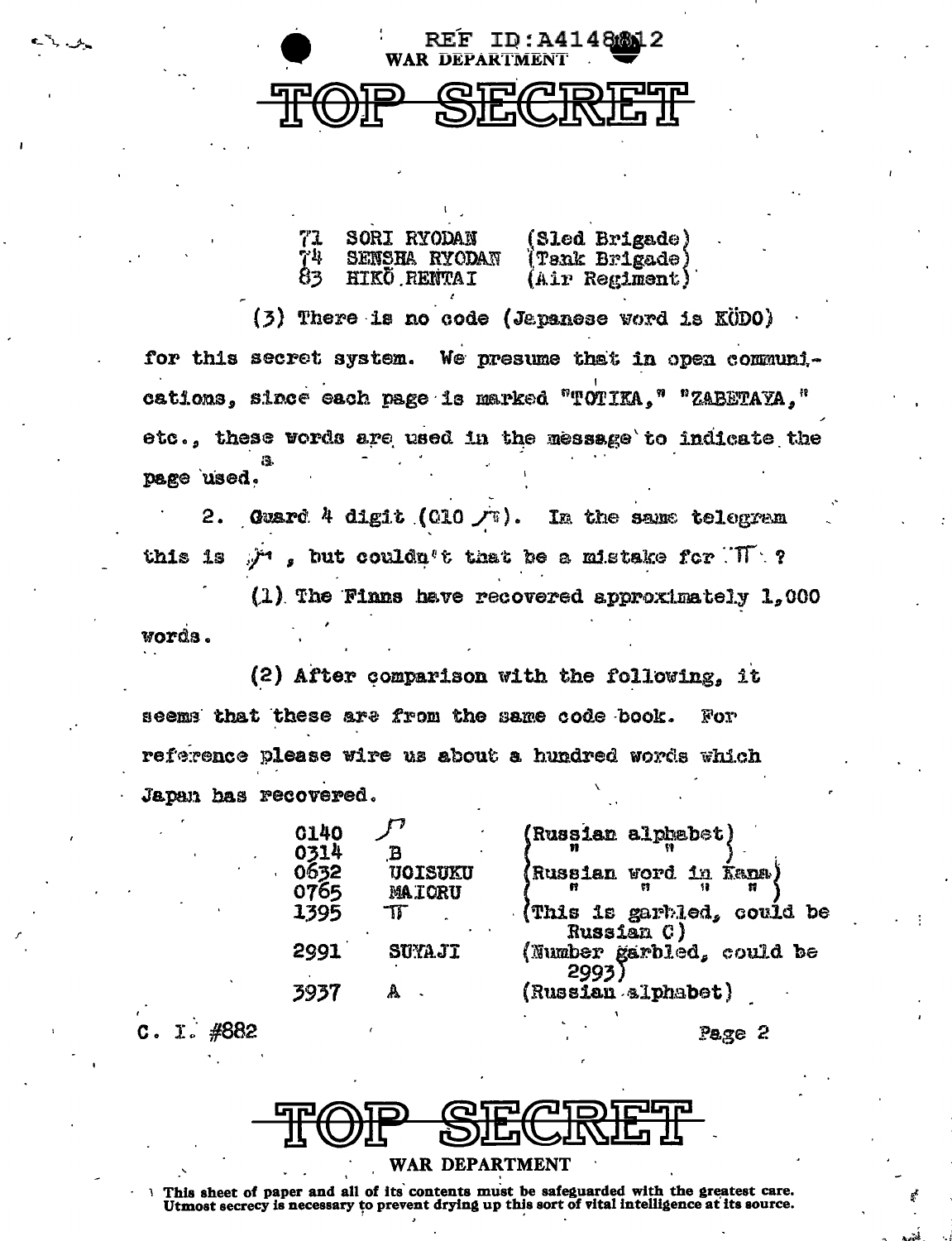REF ID:A4148812
WAR DEPARTMENT

# TOP SECRET

| | | |
|---|---|---|
| 71 | SORI RYODAN | (Sled Brigade) |
| 74 | SENSHA RYODAN | (Tank Brigade) |
| 83 | HIKŌ RENTAI | (Air Regiment) |

(3) There is no code (Japanese word is KŪDO) for this secret system. We presume that in open communications, since each page is marked "TOTIKA," "ZABETAYA," etc., these words are used in the message to indicate the page used.

2. Guard 4 digit (C10 ル). In the same telegram this is ル, but couldn't that be a mistake for Π ?

(1) The Finns have recovered approximately 1,000 words.

(2) After comparison with the following, it seems that these are from the same code book. For reference please wire us about a hundred words which Japan has recovered.

| | | |
|---|---|---|
| 0140 | Л | (Russian alphabet) |
| 0314 | B | ( " " ) |
| 0632 | UOISUKU | (Russian word in Kana) |
| 0765 | MAIORU | ( " " " " ) |
| 1395 | Π | (This is garbled, could be Russian C) |
| 2991 | SUYAJI | (Number garbled, could be 2993) |
| 3937 | A | (Russian alphabet) |

C. I. #882

# TOP SECRET

WAR DEPARTMENT

This sheet of paper and all of its contents must be safeguarded with the greatest care. Utmost secrecy is necessary to prevent drying up this sort of vital intelligence at its source.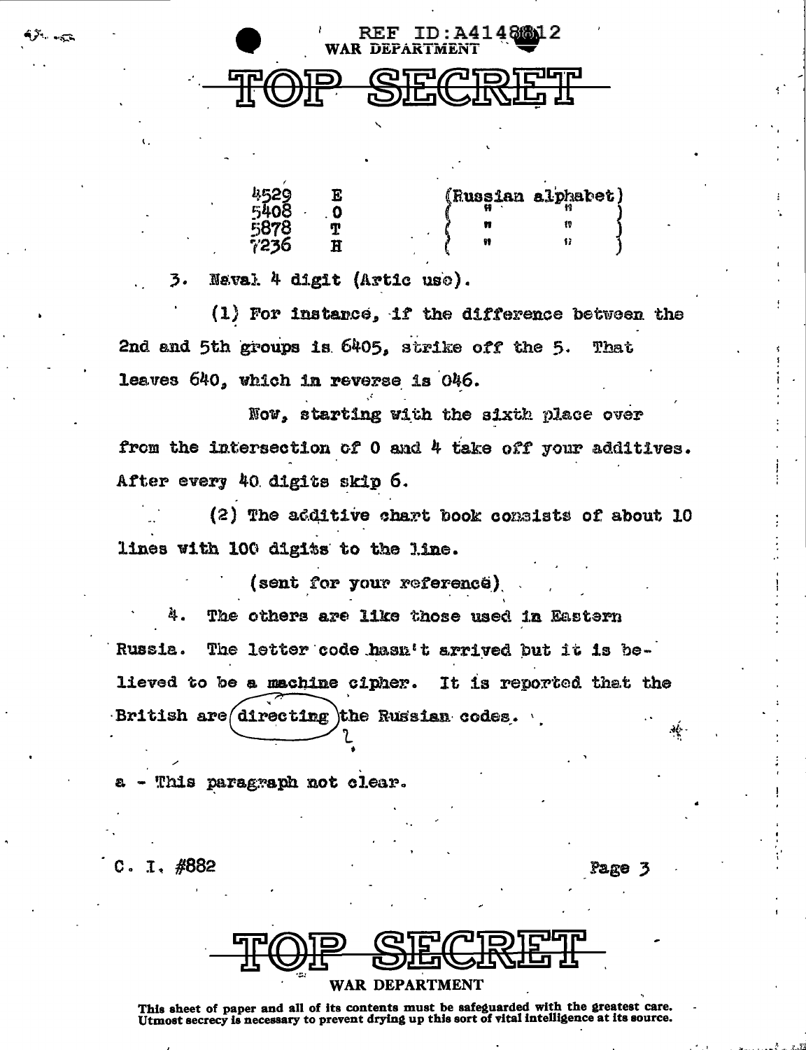REF ID:A4148812
WAR DEPARTMENT

TOP SECRET

| | | |
|---|---|---|
| 4529 | E | (Russian alphabet) |
| 5408 | O | ( " " ) |
| 5878 | T | ( " " ) |
| 7236 | H | ( " " ) |

3. Naval 4 digit (Artic use).

(1) For instance, if the difference between the 2nd and 5th groups is 6405, strike off the 5. That leaves 640, which in reverse is 046.

Now, starting with the sixth place over from the intersection of 0 and 4 take off your additives. After every 40 digits skip 6.

(2) The additive chart book consists of about 10 lines with 100 digits to the line.

(sent for your reference)

4. The others are like those used in Eastern Russia. The letter code hasn't arrived but it is believed to be a machine cipher. It is reported that the British are directing the Russian codes.

a - This paragraph not clear.

C. I. #882

TOP SECRET

WAR DEPARTMENT

This sheet of paper and all of its contents must be safeguarded with the greatest care. Utmost secrecy is necessary to prevent drying up this sort of vital intelligence at its source.